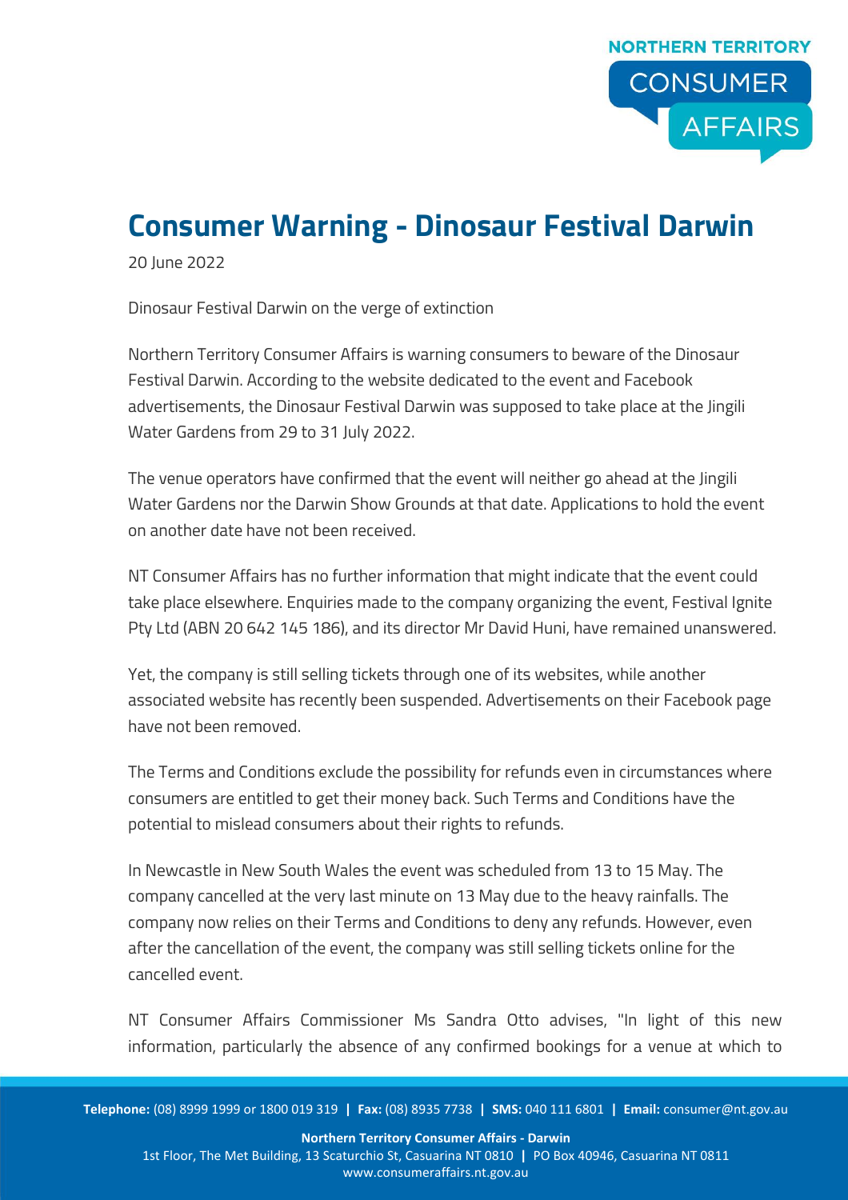# Consumer Warning - Dinosaur Festival Darwin

20 June 2022

Dinosaur Festival Darwin on the verge of extinction

Northern Territory Consumer Affairs is warning consumers to beware of the Dinosaur Festival Darwin. According to the website dedicated to the event and Facebook advertisements, the Dinosaur Festival Darwin was supposed to take place at the Jingili Water Gardens from 29 to 31 July 2022.

The venue operators have confirmed that the event will neither go ahead at the Jingili Water Gardens nor the Darwin Show Grounds at that date. Applications to hold the event on another date have not been received.

NT Consumer Affairs has no further information that might indicate that the event could take place elsewhere. Enquiries made to the company organizing the event, Festival Ignite Pty Ltd (ABN 20 642 145 186), and its director Mr David Huni, have remained unanswered.

Yet, the company is still selling tickets through one of its websites, while another associated website has recently been suspended. Advertisements on their Facebook page have not been removed.

The Terms and Conditions exclude the possibility for refunds even in circumstances where consumers are entitled to get their money back. Such Terms and Conditions have the potential to mislead consumers about their rights to refunds.

In Newcastle in New South Wales the event was scheduled from 13 to 15 May. The company cancelled at the very last minute on 13 May due to the heavy rainfalls. The company now relies on their Terms and Conditions to deny any refunds. However, even after the cancellation of the event, the company was still selling tickets online for the cancelled event.

NT Consumer Affairs Commissioner Ms Sandra Otto advises, "In light of this new information, particularly the absence of any confirmed bookings for a venue at which to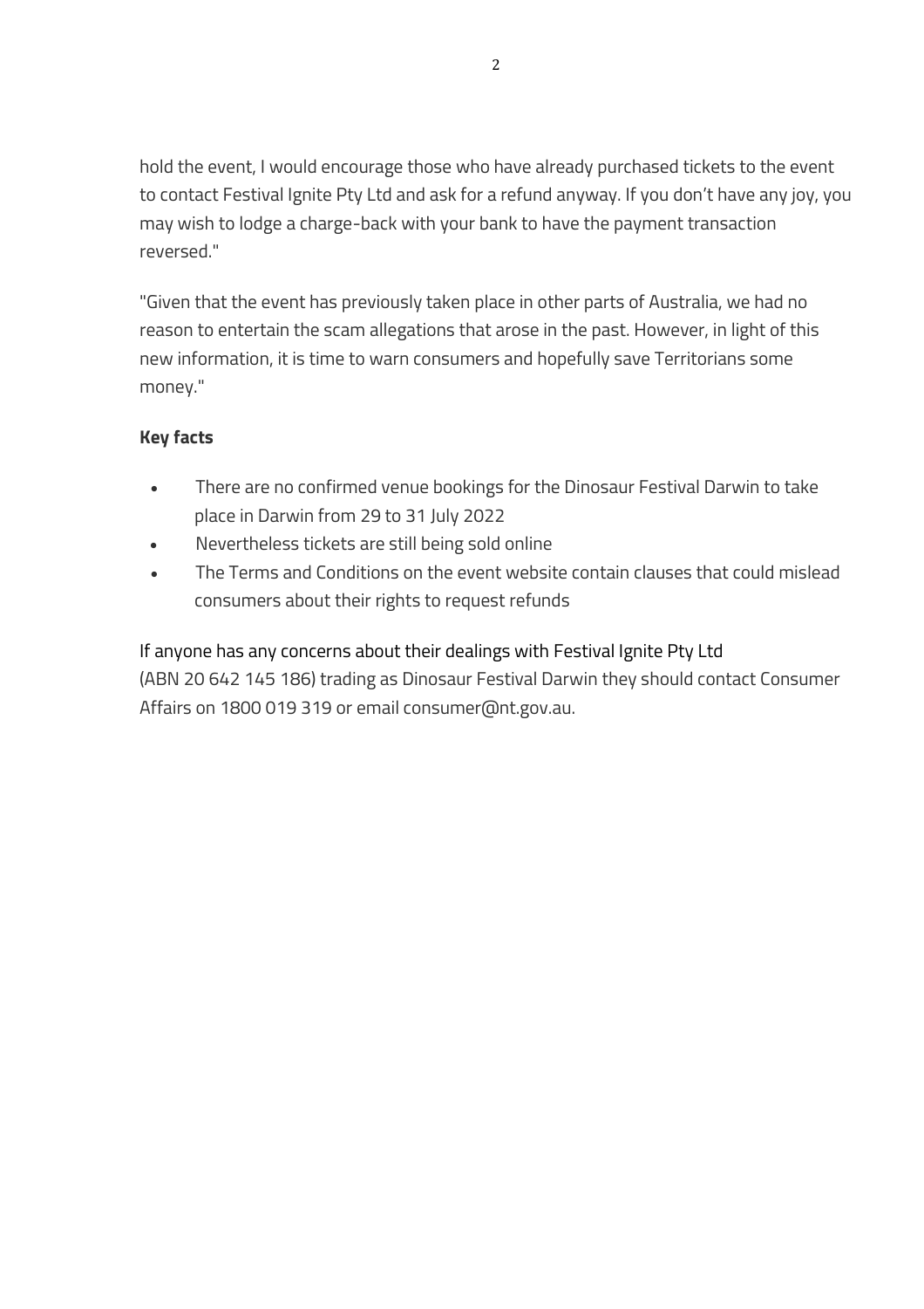hold the event, I would encourage those who have already purchased tickets to the event to contact Festival Ignite Pty Ltd and ask for a refund anyway. If you don't have any joy, you may wish to lodge a charge-back with your bank to have the payment transaction reversed."

"Given that the event has previously taken place in other parts of Australia, we had no reason to entertain the scam allegations that arose in the past. However, in light of this new information, it is time to warn consumers and hopefully save Territorians some money."

**Key facts**

- There are no confirmed venue bookings for the Dinosaur Festival Darwin to take place in Darwin from 29 to 31 July 2022
- Nevertheless tickets are still being sold online
- The Terms and Conditions on the event website contain clauses that could mislead consumers about their rights to request refunds

If anyone has any concerns about their dealings with Festival Ignite Pty Ltd (ABN 20 642 145 186) trading as Dinosaur Festival Darwin they should contact Consumer Affairs on 1800 019 319 or email consumer@nt.gov.au.